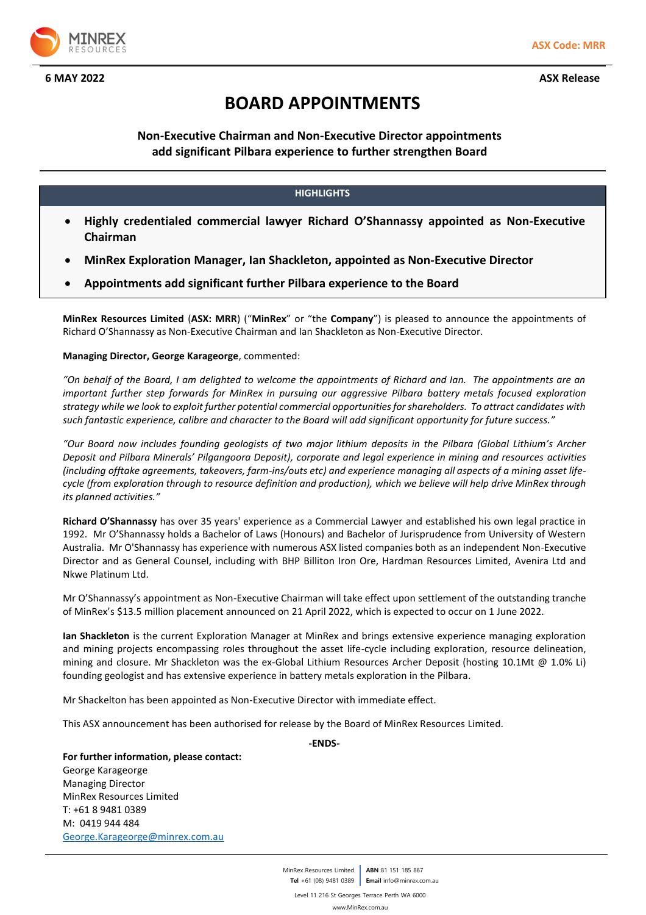ASX Code: MRR

**6 MAY 2022** **ASX Release**

# BOARD APPOINTMENTS

### Non-Executive Chairman and Non-Executive Director appointments add significant Pilbara experience to further strengthen Board

**HIGHLIGHTS**

- **Highly credentialed commercial lawyer Richard O'Shannassy appointed as Non-Executive Chairman**
- **MinRex Exploration Manager, Ian Shackleton, appointed as Non-Executive Director**
- **Appointments add significant further Pilbara experience to the Board**

**MinRex Resources Limited** (**ASX: MRR**) ("**MinRex**" or "the **Company**") is pleased to announce the appointments of Richard O'Shannassy as Non-Executive Chairman and Ian Shackleton as Non-Executive Director.

**Managing Director, George Karageorge**, commented:

*"On behalf of the Board, I am delighted to welcome the appointments of Richard and Ian. The appointments are an important further step forwards for MinRex in pursuing our aggressive Pilbara battery metals focused exploration strategy while we look to exploit further potential commercial opportunities for shareholders. To attract candidates with such fantastic experience, calibre and character to the Board will add significant opportunity for future success."*

*"Our Board now includes founding geologists of two major lithium deposits in the Pilbara (Global Lithium's Archer Deposit and Pilbara Minerals' Pilgangoora Deposit), corporate and legal experience in mining and resources activities (including offtake agreements, takeovers, farm-ins/outs etc) and experience managing all aspects of a mining asset life-cycle (from exploration through to resource definition and production), which we believe will help drive MinRex through its planned activities."*

**Richard O'Shannassy** has over 35 years' experience as a Commercial Lawyer and established his own legal practice in 1992. Mr O'Shannassy holds a Bachelor of Laws (Honours) and Bachelor of Jurisprudence from University of Western Australia. Mr O'Shannassy has experience with numerous ASX listed companies both as an independent Non-Executive Director and as General Counsel, including with BHP Billiton Iron Ore, Hardman Resources Limited, Avenira Ltd and Nkwe Platinum Ltd.

Mr O'Shannassy's appointment as Non-Executive Chairman will take effect upon settlement of the outstanding tranche of MinRex's $13.5 million placement announced on 21 April 2022, which is expected to occur on 1 June 2022.

**Ian Shackleton** is the current Exploration Manager at MinRex and brings extensive experience managing exploration and mining projects encompassing roles throughout the asset life-cycle including exploration, resource delineation, mining and closure. Mr Shackleton was the ex-Global Lithium Resources Archer Deposit (hosting 10.1Mt @ 1.0% Li) founding geologist and has extensive experience in battery metals exploration in the Pilbara.

Mr Shackelton has been appointed as Non-Executive Director with immediate effect.

This ASX announcement has been authorised for release by the Board of MinRex Resources Limited.

**-ENDS-**

**For further information, please contact:**
George Karageorge
Managing Director
MinRex Resources Limited
T: +61 8 9481 0389
M: 0419 944 484
George.Karageorge@minrex.com.au

MinRex Resources Limited | **ABN** 81 151 185 867
**Tel** +61 (08) 9481 0389 | **Email** info@minrex.com.au
Level 11 216 St Georges Terrace Perth WA 6000
www.MinRex.com.au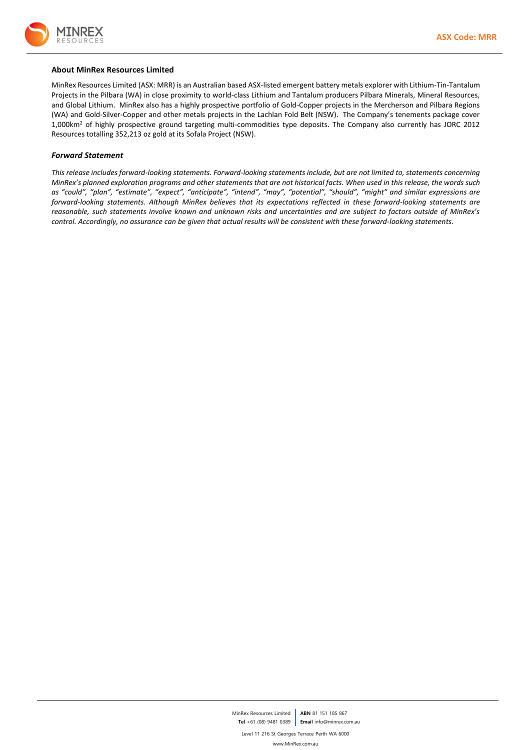### About MinRex Resources Limited

MinRex Resources Limited (ASX: MRR) is an Australian based ASX-listed emergent battery metals explorer with Lithium-Tin-Tantalum Projects in the Pilbara (WA) in close proximity to world-class Lithium and Tantalum producers Pilbara Minerals, Mineral Resources, and Global Lithium. MinRex also has a highly prospective portfolio of Gold-Copper projects in the Mercherson and Pilbara Regions (WA) and Gold-Silver-Copper and other metals projects in the Lachlan Fold Belt (NSW). The Company's tenements package cover 1,000km$^2$ of highly prospective ground targeting multi-commodities type deposits. The Company also currently has JORC 2012 Resources totalling 352,213 oz gold at its Sofala Project (NSW).

### *Forward Statement*

*This release includes forward-looking statements. Forward-looking statements include, but are not limited to, statements concerning MinRex's planned exploration programs and other statements that are not historical facts. When used in this release, the words such as "could", "plan", "estimate", "expect", "anticipate", "intend", "may", "potential", "should", "might" and similar expressions are forward-looking statements. Although MinRex believes that its expectations reflected in these forward-looking statements are reasonable, such statements involve known and unknown risks and uncertainties and are subject to factors outside of MinRex's control. Accordingly, no assurance can be given that actual results will be consistent with these forward-looking statements.*